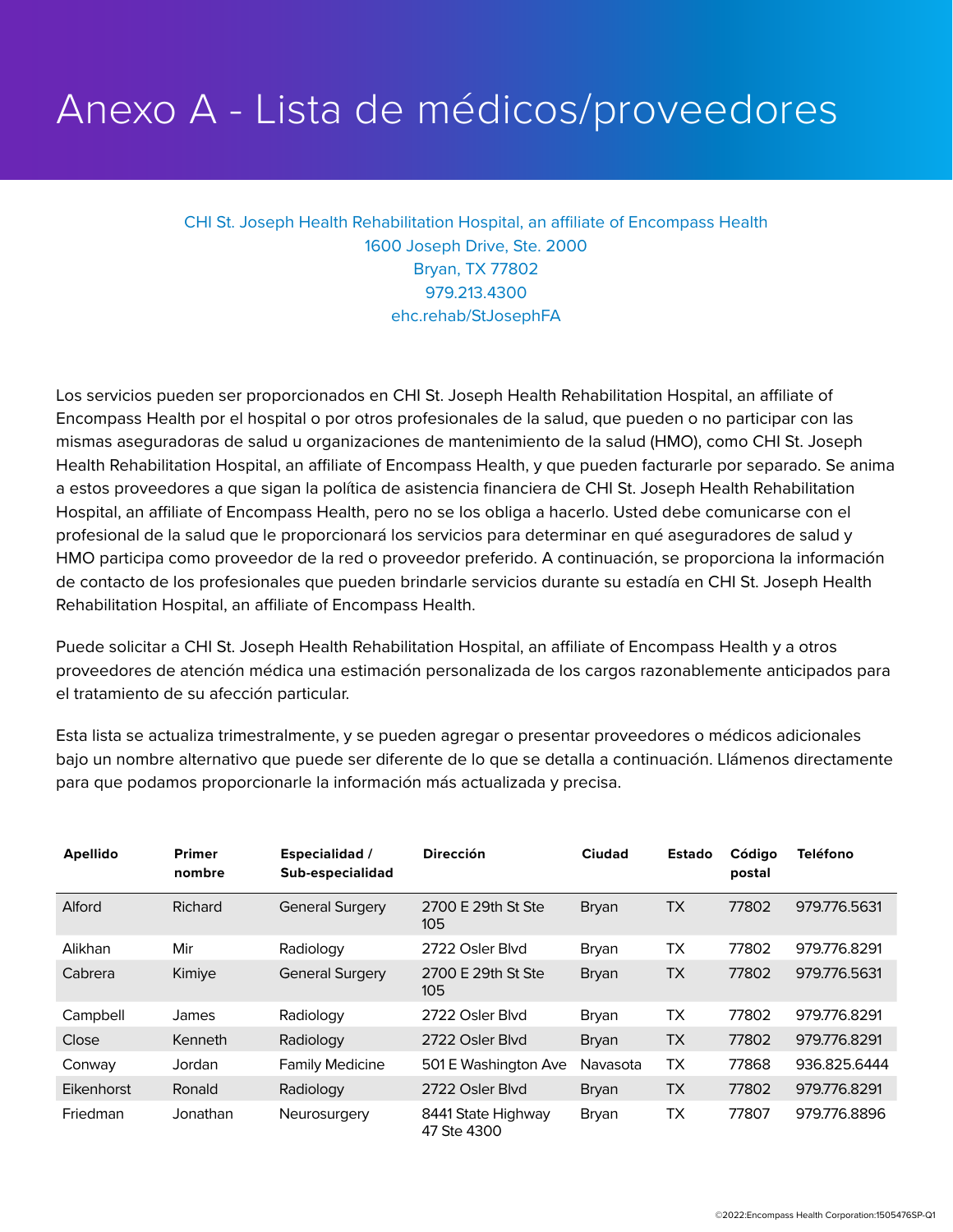# Anexo A - Lista de médicos/proveedores

CHI St. Joseph Health Rehabilitation Hospital, an affiliate of Encompass Health
1600 Joseph Drive, Ste. 2000
Bryan, TX 77802
979.213.4300
ehc.rehab/StJosephFA

Los servicios pueden ser proporcionados en CHI St. Joseph Health Rehabilitation Hospital, an affiliate of Encompass Health por el hospital o por otros profesionales de la salud, que pueden o no participar con las mismas aseguradoras de salud u organizaciones de mantenimiento de la salud (HMO), como CHI St. Joseph Health Rehabilitation Hospital, an affiliate of Encompass Health, y que pueden facturarle por separado. Se anima a estos proveedores a que sigan la política de asistencia financiera de CHI St. Joseph Health Rehabilitation Hospital, an affiliate of Encompass Health, pero no se los obliga a hacerlo. Usted debe comunicarse con el profesional de la salud que le proporcionará los servicios para determinar en qué aseguradores de salud y HMO participa como proveedor de la red o proveedor preferido. A continuación, se proporciona la información de contacto de los profesionales que pueden brindarle servicios durante su estadía en CHI St. Joseph Health Rehabilitation Hospital, an affiliate of Encompass Health.

Puede solicitar a CHI St. Joseph Health Rehabilitation Hospital, an affiliate of Encompass Health y a otros proveedores de atención médica una estimación personalizada de los cargos razonablemente anticipados para el tratamiento de su afección particular.

Esta lista se actualiza trimestralmente, y se pueden agregar o presentar proveedores o médicos adicionales bajo un nombre alternativo que puede ser diferente de lo que se detalla a continuación. Llámenos directamente para que podamos proporcionarle la información más actualizada y precisa.

| Apellido | Primer nombre | Especialidad / Sub-especialidad | Dirección | Ciudad | Estado | Código postal | Teléfono |
|---|---|---|---|---|---|---|---|
| Alford | Richard | General Surgery | 2700 E 29th St Ste 105 | Bryan | TX | 77802 | 979.776.5631 |
| Alikhan | Mir | Radiology | 2722 Osler Blvd | Bryan | TX | 77802 | 979.776.8291 |
| Cabrera | Kimiye | General Surgery | 2700 E 29th St Ste 105 | Bryan | TX | 77802 | 979.776.5631 |
| Campbell | James | Radiology | 2722 Osler Blvd | Bryan | TX | 77802 | 979.776.8291 |
| Close | Kenneth | Radiology | 2722 Osler Blvd | Bryan | TX | 77802 | 979.776.8291 |
| Conway | Jordan | Family Medicine | 501 E Washington Ave | Navasota | TX | 77868 | 936.825.6444 |
| Eikenhorst | Ronald | Radiology | 2722 Osler Blvd | Bryan | TX | 77802 | 979.776.8291 |
| Friedman | Jonathan | Neurosurgery | 8441 State Highway 47 Ste 4300 | Bryan | TX | 77807 | 979.776.8896 |

©2022:Encompass Health Corporation:1505476SP-Q1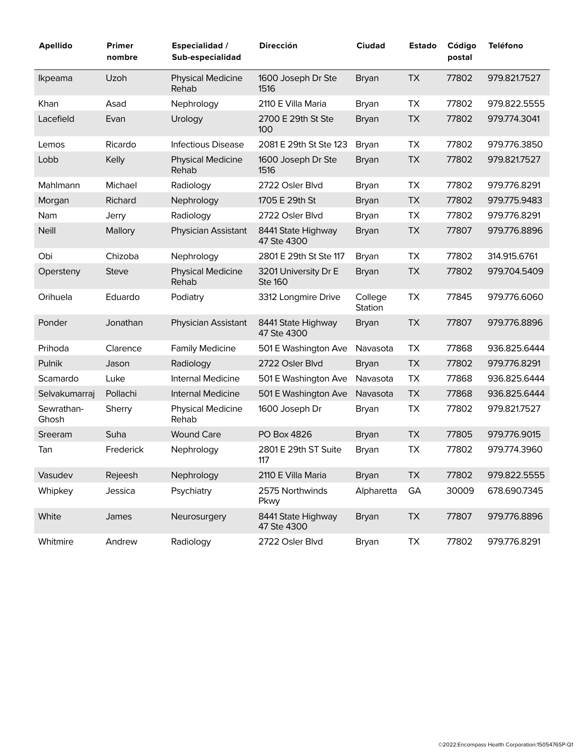| Apellido | Primer nombre | Especialidad / Sub-especialidad | Dirección | Ciudad | Estado | Código postal | Teléfono |
|---|---|---|---|---|---|---|---|
| Ikpeama | Uzoh | Physical Medicine Rehab | 1600 Joseph Dr Ste 1516 | Bryan | TX | 77802 | 979.821.7527 |
| Khan | Asad | Nephrology | 2110 E Villa Maria | Bryan | TX | 77802 | 979.822.5555 |
| Lacefield | Evan | Urology | 2700 E 29th St Ste 100 | Bryan | TX | 77802 | 979.774.3041 |
| Lemos | Ricardo | Infectious Disease | 2081 E 29th St Ste 123 | Bryan | TX | 77802 | 979.776.3850 |
| Lobb | Kelly | Physical Medicine Rehab | 1600 Joseph Dr Ste 1516 | Bryan | TX | 77802 | 979.821.7527 |
| Mahlmann | Michael | Radiology | 2722 Osler Blvd | Bryan | TX | 77802 | 979.776.8291 |
| Morgan | Richard | Nephrology | 1705 E 29th St | Bryan | TX | 77802 | 979.775.9483 |
| Nam | Jerry | Radiology | 2722 Osler Blvd | Bryan | TX | 77802 | 979.776.8291 |
| Neill | Mallory | Physician Assistant | 8441 State Highway 47 Ste 4300 | Bryan | TX | 77807 | 979.776.8896 |
| Obi | Chizoba | Nephrology | 2801 E 29th St Ste 117 | Bryan | TX | 77802 | 314.915.6761 |
| Opersteny | Steve | Physical Medicine Rehab | 3201 University Dr E Ste 160 | Bryan | TX | 77802 | 979.704.5409 |
| Orihuela | Eduardo | Podiatry | 3312 Longmire Drive | College Station | TX | 77845 | 979.776.6060 |
| Ponder | Jonathan | Physician Assistant | 8441 State Highway 47 Ste 4300 | Bryan | TX | 77807 | 979.776.8896 |
| Prihoda | Clarence | Family Medicine | 501 E Washington Ave | Navasota | TX | 77868 | 936.825.6444 |
| Pulnik | Jason | Radiology | 2722 Osler Blvd | Bryan | TX | 77802 | 979.776.8291 |
| Scamardo | Luke | Internal Medicine | 501 E Washington Ave | Navasota | TX | 77868 | 936.825.6444 |
| Selvakumarraj | Pollachi | Internal Medicine | 501 E Washington Ave | Navasota | TX | 77868 | 936.825.6444 |
| Sewrathan-Ghosh | Sherry | Physical Medicine Rehab | 1600 Joseph Dr | Bryan | TX | 77802 | 979.821.7527 |
| Sreeram | Suha | Wound Care | PO Box 4826 | Bryan | TX | 77805 | 979.776.9015 |
| Tan | Frederick | Nephrology | 2801 E 29th ST Suite 117 | Bryan | TX | 77802 | 979.774.3960 |
| Vasudev | Rejeesh | Nephrology | 2110 E Villa Maria | Bryan | TX | 77802 | 979.822.5555 |
| Whipkey | Jessica | Psychiatry | 2575 Northwinds Pkwy | Alpharetta | GA | 30009 | 678.690.7345 |
| White | James | Neurosurgery | 8441 State Highway 47 Ste 4300 | Bryan | TX | 77807 | 979.776.8896 |
| Whitmire | Andrew | Radiology | 2722 Osler Blvd | Bryan | TX | 77802 | 979.776.8291 |

©2022:Encompass Health Corporation:1505476SP-Q1